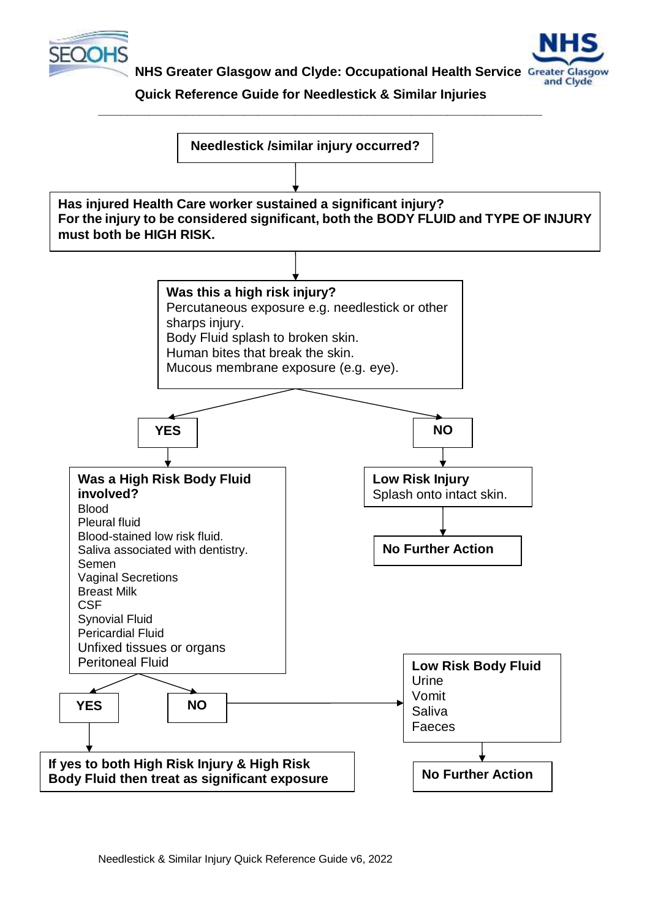**NHS Greater Glasgow and Clyde: Occupational Health Service**

**Quick Reference Guide for Needlestick & Similar Injuries**

---

**Needlestick /similar injury occurred?**

↓

**Has injured Health Care worker sustained a significant injury?**
**For the injury to be considered significant, both the BODY FLUID and TYPE OF INJURY must both be HIGH RISK.**

↓

**Was this a high risk injury?**
Percutaneous exposure e.g. needlestick or other sharps injury.
Body Fluid splash to broken skin.
Human bites that break the skin.
Mucous membrane exposure (e.g. eye).

**YES** → **Was a High Risk Body Fluid involved?**
- Blood
- Pleural fluid
- Blood-stained low risk fluid.
- Saliva associated with dentistry.
- Semen
- Vaginal Secretions
- Breast Milk
- CSF
- Synovial Fluid
- Pericardial Fluid
- Unfixed tissues or organs
- Peritoneal Fluid

  - **YES** → **If yes to both High Risk Injury & High Risk Body Fluid then treat as significant exposure**
  - **NO** → **Low Risk Body Fluid**
    - Urine
    - Vomit
    - Saliva
    - Faeces

    → **No Further Action**

**NO** → **Low Risk Injury**
Splash onto intact skin.

→ **No Further Action**

Needlestick & Similar Injury Quick Reference Guide v6, 2022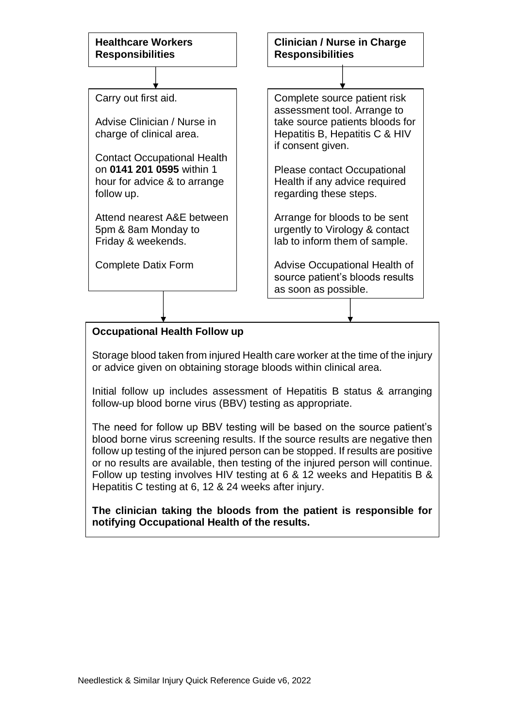**Healthcare Workers Responsibilities**

Carry out first aid.

Advise Clinician / Nurse in charge of clinical area.

Contact Occupational Health on **0141 201 0595** within 1 hour for advice & to arrange follow up.

Attend nearest A&E between 5pm & 8am Monday to Friday & weekends.

Complete Datix Form

**Clinician / Nurse in Charge Responsibilities**

Complete source patient risk assessment tool. Arrange to take source patients bloods for Hepatitis B, Hepatitis C & HIV if consent given.

Please contact Occupational Health if any advice required regarding these steps.

Arrange for bloods to be sent urgently to Virology & contact lab to inform them of sample.

Advise Occupational Health of source patient's bloods results as soon as possible.

**Occupational Health Follow up**

Storage blood taken from injured Health care worker at the time of the injury or advice given on obtaining storage bloods within clinical area.

Initial follow up includes assessment of Hepatitis B status & arranging follow-up blood borne virus (BBV) testing as appropriate.

The need for follow up BBV testing will be based on the source patient's blood borne virus screening results. If the source results are negative then follow up testing of the injured person can be stopped. If results are positive or no results are available, then testing of the injured person will continue. Follow up testing involves HIV testing at 6 & 12 weeks and Hepatitis B & Hepatitis C testing at 6, 12 & 24 weeks after injury.

**The clinician taking the bloods from the patient is responsible for notifying Occupational Health of the results.**

Needlestick & Similar Injury Quick Reference Guide v6, 2022